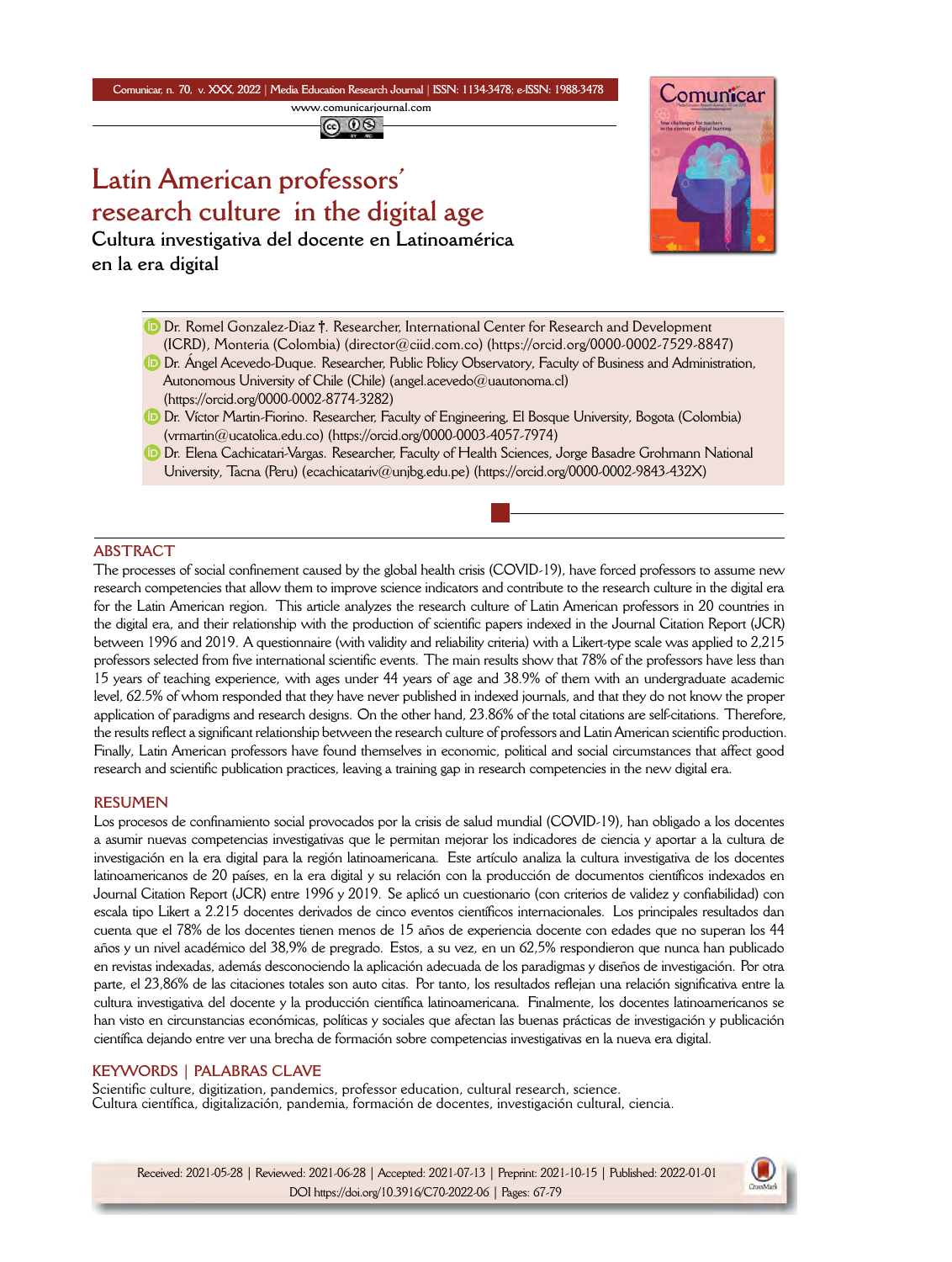# Latin American professors' research culture in the digital age

## Cultura investigativa del docente en Latinoamérica en la era digital

Dr. Romel Gonzalez-Diaz †. Researcher, International Center for Research and Development (ICRD), Monteria (Colombia) (director@ciid.com.co) (https://orcid.org/0000-0002-7529-8847)

Dr. Ángel Acevedo-Duque. Researcher, Public Policy Observatory, Faculty of Business and Administration, Autonomous University of Chile (Chile) (angel.acevedo@uautonoma.cl) (https://orcid.org/0000-0002-8774-3282)

Dr. Víctor Martin-Fiorino. Researcher, Faculty of Engineering, El Bosque University, Bogota (Colombia) (vrmartin@ucatolica.edu.co) (https://orcid.org/0000-0003-4057-7974)

Dr. Elena Cachicatari-Vargas. Researcher, Faculty of Health Sciences, Jorge Basadre Grohmann National University, Tacna (Peru) (ecachicatariv@unjbg.edu.pe) (https://orcid.org/0000-0002-9843-432X)

## ABSTRACT

The processes of social confinement caused by the global health crisis (COVID-19), have forced professors to assume new research competencies that allow them to improve science indicators and contribute to the research culture in the digital era for the Latin American region. This article analyzes the research culture of Latin American professors in 20 countries in the digital era, and their relationship with the production of scientific papers indexed in the Journal Citation Report (JCR) between 1996 and 2019. A questionnaire (with validity and reliability criteria) with a Likert-type scale was applied to 2,215 professors selected from five international scientific events. The main results show that 78% of the professors have less than 15 years of teaching experience, with ages under 44 years of age and 38.9% of them with an undergraduate academic level, 62.5% of whom responded that they have never published in indexed journals, and that they do not know the proper application of paradigms and research designs. On the other hand, 23.86% of the total citations are self-citations. Therefore, the results reflect a significant relationship between the research culture of professors and Latin American scientific production. Finally, Latin American professors have found themselves in economic, political and social circumstances that affect good research and scientific publication practices, leaving a training gap in research competencies in the new digital era.

## RESUMEN

Los procesos de confinamiento social provocados por la crisis de salud mundial (COVID-19), han obligado a los docentes a asumir nuevas competencias investigativas que le permitan mejorar los indicadores de ciencia y aportar a la cultura de investigación en la era digital para la región latinoamericana. Este artículo analiza la cultura investigativa de los docentes latinoamericanos de 20 países, en la era digital y su relación con la producción de documentos científicos indexados en Journal Citation Report (JCR) entre 1996 y 2019. Se aplicó un cuestionario (con criterios de validez y confiabilidad) con escala tipo Likert a 2.215 docentes derivados de cinco eventos científicos internacionales. Los principales resultados dan cuenta que el 78% de los docentes tienen menos de 15 años de experiencia docente con edades que no superan los 44 años y un nivel académico del 38,9% de pregrado. Estos, a su vez, en un 62,5% respondieron que nunca han publicado en revistas indexadas, además desconociendo la aplicación adecuada de los paradigmas y diseños de investigación. Por otra parte, el 23,86% de las citaciones totales son auto citas. Por tanto, los resultados reflejan una relación significativa entre la cultura investigativa del docente y la producción científica latinoamericana. Finalmente, los docentes latinoamericanos se han visto en circunstancias económicas, políticas y sociales que afectan las buenas prácticas de investigación y publicación científica dejando entre ver una brecha de formación sobre competencias investigativas en la nueva era digital.

## KEYWORDS | PALABRAS CLAVE

Scientific culture, digitization, pandemics, professor education, cultural research, science.
Cultura científica, digitalización, pandemia, formación de docentes, investigación cultural, ciencia.

Received: 2021-05-28 | Reviewed: 2021-06-28 | Accepted: 2021-07-13 | Preprint: 2021-10-15 | Published: 2022-01-01
DOI https://doi.org/10.3916/C70-2022-06 | Pages: 67-79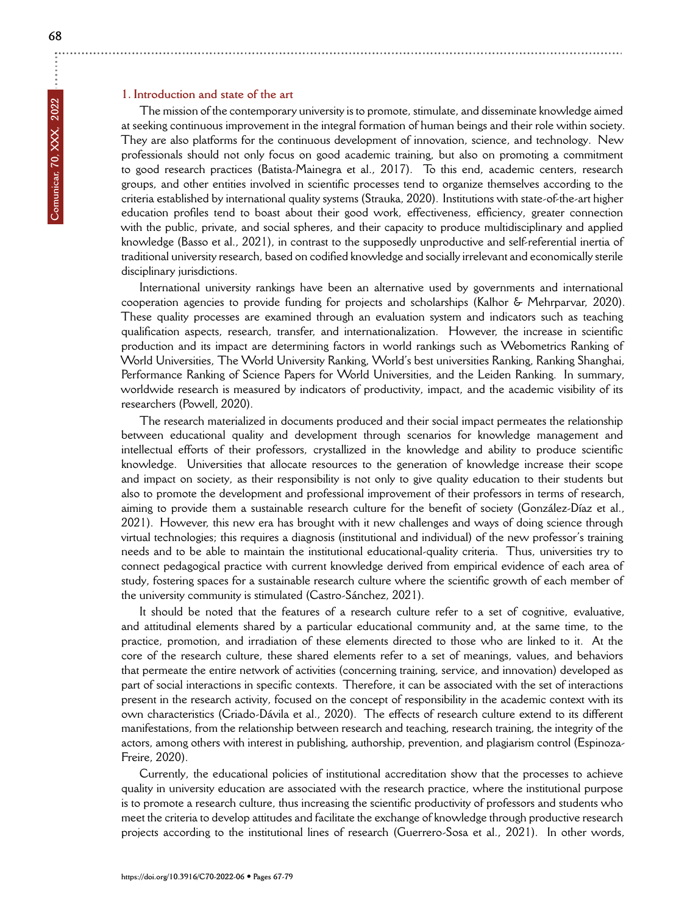## 1. Introduction and state of the art

The mission of the contemporary university is to promote, stimulate, and disseminate knowledge aimed at seeking continuous improvement in the integral formation of human beings and their role within society. They are also platforms for the continuous development of innovation, science, and technology. New professionals should not only focus on good academic training, but also on promoting a commitment to good research practices (Batista-Mainegra et al., 2017). To this end, academic centers, research groups, and other entities involved in scientific processes tend to organize themselves according to the criteria established by international quality systems (Strauka, 2020). Institutions with state-of-the-art higher education profiles tend to boast about their good work, effectiveness, efficiency, greater connection with the public, private, and social spheres, and their capacity to produce multidisciplinary and applied knowledge (Basso et al., 2021), in contrast to the supposedly unproductive and self-referential inertia of traditional university research, based on codified knowledge and socially irrelevant and economically sterile disciplinary jurisdictions.

International university rankings have been an alternative used by governments and international cooperation agencies to provide funding for projects and scholarships (Kalhor & Mehrparvar, 2020). These quality processes are examined through an evaluation system and indicators such as teaching qualification aspects, research, transfer, and internationalization. However, the increase in scientific production and its impact are determining factors in world rankings such as Webometrics Ranking of World Universities, The World University Ranking, World's best universities Ranking, Ranking Shanghai, Performance Ranking of Science Papers for World Universities, and the Leiden Ranking. In summary, worldwide research is measured by indicators of productivity, impact, and the academic visibility of its researchers (Powell, 2020).

The research materialized in documents produced and their social impact permeates the relationship between educational quality and development through scenarios for knowledge management and intellectual efforts of their professors, crystallized in the knowledge and ability to produce scientific knowledge. Universities that allocate resources to the generation of knowledge increase their scope and impact on society, as their responsibility is not only to give quality education to their students but also to promote the development and professional improvement of their professors in terms of research, aiming to provide them a sustainable research culture for the benefit of society (González-Díaz et al., 2021). However, this new era has brought with it new challenges and ways of doing science through virtual technologies; this requires a diagnosis (institutional and individual) of the new professor's training needs and to be able to maintain the institutional educational-quality criteria. Thus, universities try to connect pedagogical practice with current knowledge derived from empirical evidence of each area of study, fostering spaces for a sustainable research culture where the scientific growth of each member of the university community is stimulated (Castro-Sánchez, 2021).

It should be noted that the features of a research culture refer to a set of cognitive, evaluative, and attitudinal elements shared by a particular educational community and, at the same time, to the practice, promotion, and irradiation of these elements directed to those who are linked to it. At the core of the research culture, these shared elements refer to a set of meanings, values, and behaviors that permeate the entire network of activities (concerning training, service, and innovation) developed as part of social interactions in specific contexts. Therefore, it can be associated with the set of interactions present in the research activity, focused on the concept of responsibility in the academic context with its own characteristics (Criado-Dávila et al., 2020). The effects of research culture extend to its different manifestations, from the relationship between research and teaching, research training, the integrity of the actors, among others with interest in publishing, authorship, prevention, and plagiarism control (Espinoza-Freire, 2020).

Currently, the educational policies of institutional accreditation show that the processes to achieve quality in university education are associated with the research practice, where the institutional purpose is to promote a research culture, thus increasing the scientific productivity of professors and students who meet the criteria to develop attitudes and facilitate the exchange of knowledge through productive research projects according to the institutional lines of research (Guerrero-Sosa et al., 2021). In other words,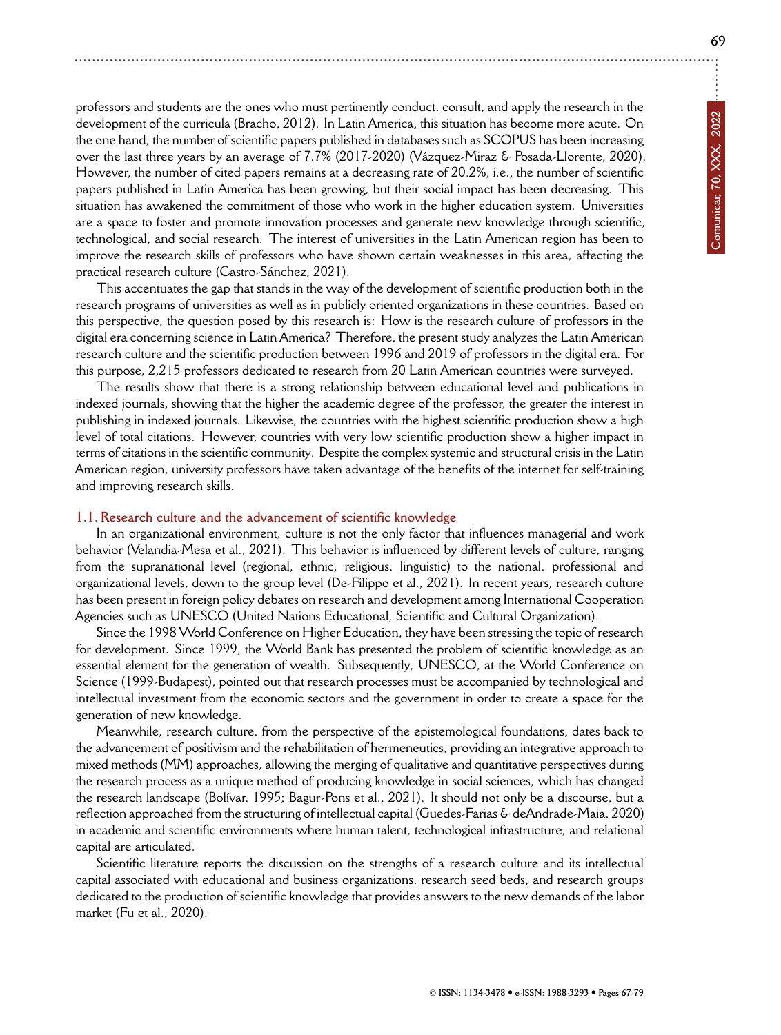professors and students are the ones who must pertinently conduct, consult, and apply the research in the development of the curricula (Bracho, 2012). In Latin America, this situation has become more acute. On the one hand, the number of scientific papers published in databases such as SCOPUS has been increasing over the last three years by an average of 7.7% (2017-2020) (Vázquez-Miraz & Posada-Llorente, 2020). However, the number of cited papers remains at a decreasing rate of 20.2%, i.e., the number of scientific papers published in Latin America has been growing, but their social impact has been decreasing. This situation has awakened the commitment of those who work in the higher education system. Universities are a space to foster and promote innovation processes and generate new knowledge through scientific, technological, and social research. The interest of universities in the Latin American region has been to improve the research skills of professors who have shown certain weaknesses in this area, affecting the practical research culture (Castro-Sánchez, 2021).

This accentuates the gap that stands in the way of the development of scientific production both in the research programs of universities as well as in publicly oriented organizations in these countries. Based on this perspective, the question posed by this research is: How is the research culture of professors in the digital era concerning science in Latin America? Therefore, the present study analyzes the Latin American research culture and the scientific production between 1996 and 2019 of professors in the digital era. For this purpose, 2,215 professors dedicated to research from 20 Latin American countries were surveyed.

The results show that there is a strong relationship between educational level and publications in indexed journals, showing that the higher the academic degree of the professor, the greater the interest in publishing in indexed journals. Likewise, the countries with the highest scientific production show a high level of total citations. However, countries with very low scientific production show a higher impact in terms of citations in the scientific community. Despite the complex systemic and structural crisis in the Latin American region, university professors have taken advantage of the benefits of the internet for self-training and improving research skills.

### 1.1. Research culture and the advancement of scientific knowledge

In an organizational environment, culture is not the only factor that influences managerial and work behavior (Velandia-Mesa et al., 2021). This behavior is influenced by different levels of culture, ranging from the supranational level (regional, ethnic, religious, linguistic) to the national, professional and organizational levels, down to the group level (De-Filippo et al., 2021). In recent years, research culture has been present in foreign policy debates on research and development among International Cooperation Agencies such as UNESCO (United Nations Educational, Scientific and Cultural Organization).

Since the 1998 World Conference on Higher Education, they have been stressing the topic of research for development. Since 1999, the World Bank has presented the problem of scientific knowledge as an essential element for the generation of wealth. Subsequently, UNESCO, at the World Conference on Science (1999-Budapest), pointed out that research processes must be accompanied by technological and intellectual investment from the economic sectors and the government in order to create a space for the generation of new knowledge.

Meanwhile, research culture, from the perspective of the epistemological foundations, dates back to the advancement of positivism and the rehabilitation of hermeneutics, providing an integrative approach to mixed methods (MM) approaches, allowing the merging of qualitative and quantitative perspectives during the research process as a unique method of producing knowledge in social sciences, which has changed the research landscape (Bolívar, 1995; Bagur-Pons et al., 2021). It should not only be a discourse, but a reflection approached from the structuring of intellectual capital (Guedes-Farias & deAndrade-Maia, 2020) in academic and scientific environments where human talent, technological infrastructure, and relational capital are articulated.

Scientific literature reports the discussion on the strengths of a research culture and its intellectual capital associated with educational and business organizations, research seed beds, and research groups dedicated to the production of scientific knowledge that provides answers to the new demands of the labor market (Fu et al., 2020).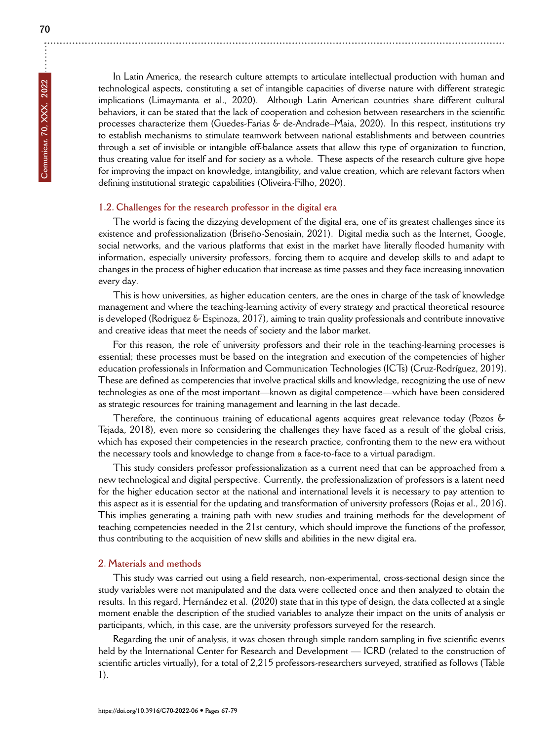In Latin America, the research culture attempts to articulate intellectual production with human and technological aspects, constituting a set of intangible capacities of diverse nature with different strategic implications (Limaymanta et al., 2020). Although Latin American countries share different cultural behaviors, it can be stated that the lack of cooperation and cohesion between researchers in the scientific processes characterize them (Guedes-Farias & de-Andrade–Maia, 2020). In this respect, institutions try to establish mechanisms to stimulate teamwork between national establishments and between countries through a set of invisible or intangible off-balance assets that allow this type of organization to function, thus creating value for itself and for society as a whole. These aspects of the research culture give hope for improving the impact on knowledge, intangibility, and value creation, which are relevant factors when defining institutional strategic capabilities (Oliveira-Filho, 2020).

### 1.2. Challenges for the research professor in the digital era

The world is facing the dizzying development of the digital era, one of its greatest challenges since its existence and professionalization (Briseño-Senosiain, 2021). Digital media such as the Internet, Google, social networks, and the various platforms that exist in the market have literally flooded humanity with information, especially university professors, forcing them to acquire and develop skills to and adapt to changes in the process of higher education that increase as time passes and they face increasing innovation every day.

This is how universities, as higher education centers, are the ones in charge of the task of knowledge management and where the teaching-learning activity of every strategy and practical theoretical resource is developed (Rodriguez & Espinoza, 2017), aiming to train quality professionals and contribute innovative and creative ideas that meet the needs of society and the labor market.

For this reason, the role of university professors and their role in the teaching-learning processes is essential; these processes must be based on the integration and execution of the competencies of higher education professionals in Information and Communication Technologies (ICTs) (Cruz-Rodríguez, 2019). These are defined as competencies that involve practical skills and knowledge, recognizing the use of new technologies as one of the most important—known as digital competence—which have been considered as strategic resources for training management and learning in the last decade.

Therefore, the continuous training of educational agents acquires great relevance today (Pozos & Tejada, 2018), even more so considering the challenges they have faced as a result of the global crisis, which has exposed their competencies in the research practice, confronting them to the new era without the necessary tools and knowledge to change from a face-to-face to a virtual paradigm.

This study considers professor professionalization as a current need that can be approached from a new technological and digital perspective. Currently, the professionalization of professors is a latent need for the higher education sector at the national and international levels it is necessary to pay attention to this aspect as it is essential for the updating and transformation of university professors (Rojas et al., 2016). This implies generating a training path with new studies and training methods for the development of teaching competencies needed in the 21st century, which should improve the functions of the professor, thus contributing to the acquisition of new skills and abilities in the new digital era.

## 2. Materials and methods

This study was carried out using a field research, non-experimental, cross-sectional design since the study variables were not manipulated and the data were collected once and then analyzed to obtain the results. In this regard, Hernández et al. (2020) state that in this type of design, the data collected at a single moment enable the description of the studied variables to analyze their impact on the units of analysis or participants, which, in this case, are the university professors surveyed for the research.

Regarding the unit of analysis, it was chosen through simple random sampling in five scientific events held by the International Center for Research and Development — ICRD (related to the construction of scientific articles virtually), for a total of 2,215 professors-researchers surveyed, stratified as follows (Table 1).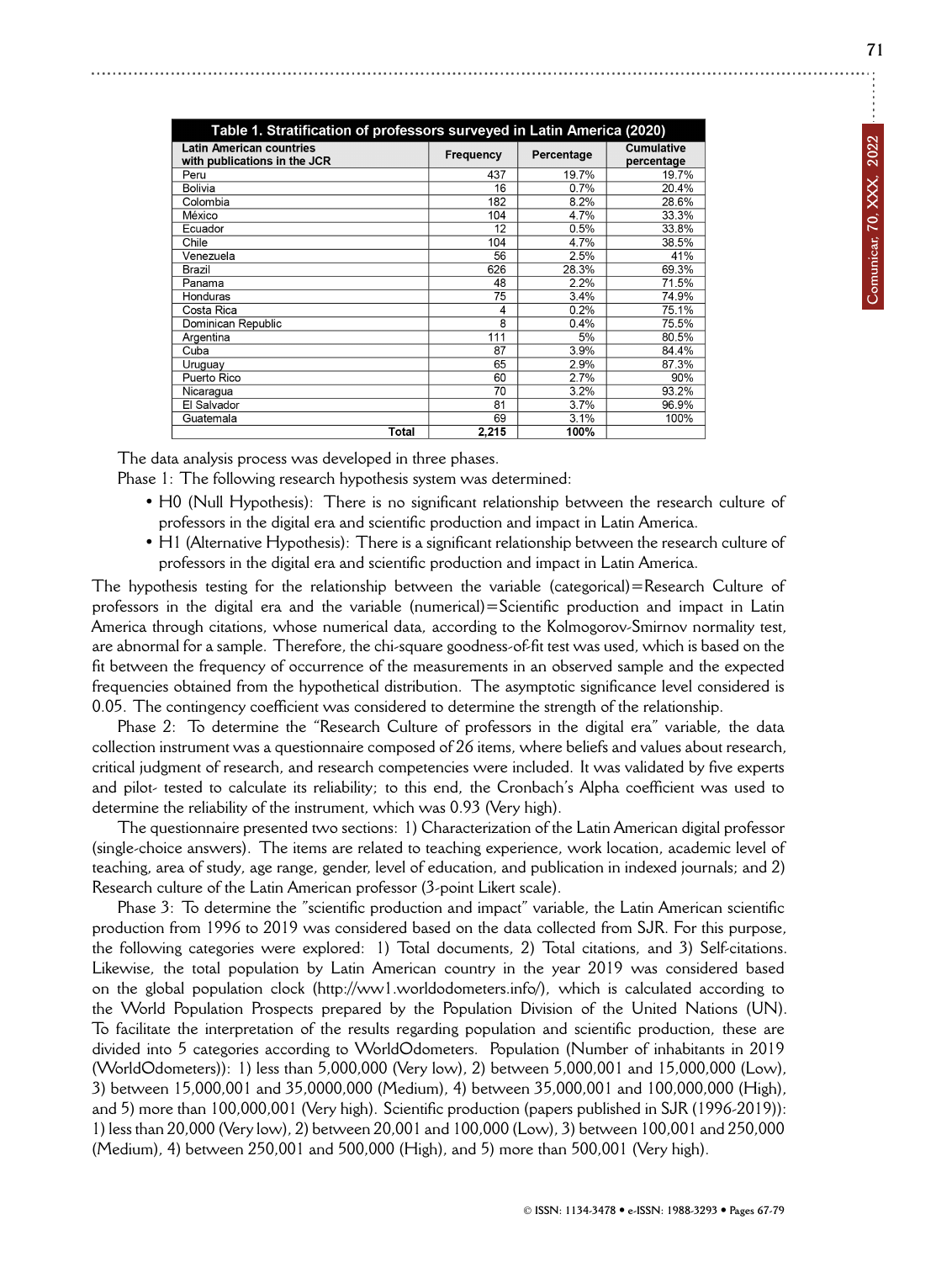**Table 1. Stratification of professors surveyed in Latin America (2020)**

| Latin American countries with publications in the JCR | Frequency | Percentage | Cumulative percentage |
|---|---|---|---|
| Peru | 437 | 19.7% | 19.7% |
| Bolivia | 16 | 0.7% | 20.4% |
| Colombia | 182 | 8.2% | 28.6% |
| México | 104 | 4.7% | 33.3% |
| Ecuador | 12 | 0.5% | 33.8% |
| Chile | 104 | 4.7% | 38.5% |
| Venezuela | 56 | 2.5% | 41% |
| Brazil | 626 | 28.3% | 69.3% |
| Panama | 48 | 2.2% | 71.5% |
| Honduras | 75 | 3.4% | 74.9% |
| Costa Rica | 4 | 0.2% | 75.1% |
| Dominican Republic | 8 | 0.4% | 75.5% |
| Argentina | 111 | 5% | 80.5% |
| Cuba | 87 | 3.9% | 84.4% |
| Uruguay | 65 | 2.9% | 87.3% |
| Puerto Rico | 60 | 2.7% | 90% |
| Nicaragua | 70 | 3.2% | 93.2% |
| El Salvador | 81 | 3.7% | 96.9% |
| Guatemala | 69 | 3.1% | 100% |
| **Total** | **2,215** | **100%** | |

The data analysis process was developed in three phases.

Phase 1: The following research hypothesis system was determined:

- H0 (Null Hypothesis): There is no significant relationship between the research culture of professors in the digital era and scientific production and impact in Latin America.
- H1 (Alternative Hypothesis): There is a significant relationship between the research culture of professors in the digital era and scientific production and impact in Latin America.

The hypothesis testing for the relationship between the variable (categorical)=Research Culture of professors in the digital era and the variable (numerical)=Scientific production and impact in Latin America through citations, whose numerical data, according to the Kolmogorov-Smirnov normality test, are abnormal for a sample. Therefore, the chi-square goodness-of-fit test was used, which is based on the fit between the frequency of occurrence of the measurements in an observed sample and the expected frequencies obtained from the hypothetical distribution. The asymptotic significance level considered is 0.05. The contingency coefficient was considered to determine the strength of the relationship.

Phase 2: To determine the "Research Culture of professors in the digital era" variable, the data collection instrument was a questionnaire composed of 26 items, where beliefs and values about research, critical judgment of research, and research competencies were included. It was validated by five experts and pilot- tested to calculate its reliability; to this end, the Cronbach's Alpha coefficient was used to determine the reliability of the instrument, which was 0.93 (Very high).

The questionnaire presented two sections: 1) Characterization of the Latin American digital professor (single-choice answers). The items are related to teaching experience, work location, academic level of teaching, area of study, age range, gender, level of education, and publication in indexed journals; and 2) Research culture of the Latin American professor (3-point Likert scale).

Phase 3: To determine the "scientific production and impact" variable, the Latin American scientific production from 1996 to 2019 was considered based on the data collected from SJR. For this purpose, the following categories were explored: 1) Total documents, 2) Total citations, and 3) Self-citations. Likewise, the total population by Latin American country in the year 2019 was considered based on the global population clock (http://ww1.worldodometers.info/), which is calculated according to the World Population Prospects prepared by the Population Division of the United Nations (UN). To facilitate the interpretation of the results regarding population and scientific production, these are divided into 5 categories according to WorldOdometers. Population (Number of inhabitants in 2019 (WorldOdometers)): 1) less than 5,000,000 (Very low), 2) between 5,000,001 and 15,000,000 (Low), 3) between 15,000,001 and 35,0000,000 (Medium), 4) between 35,000,001 and 100,000,000 (High), and 5) more than 100,000,001 (Very high). Scientific production (papers published in SJR (1996-2019)): 1) less than 20,000 (Very low), 2) between 20,001 and 100,000 (Low), 3) between 100,001 and 250,000 (Medium), 4) between 250,001 and 500,000 (High), and 5) more than 500,001 (Very high).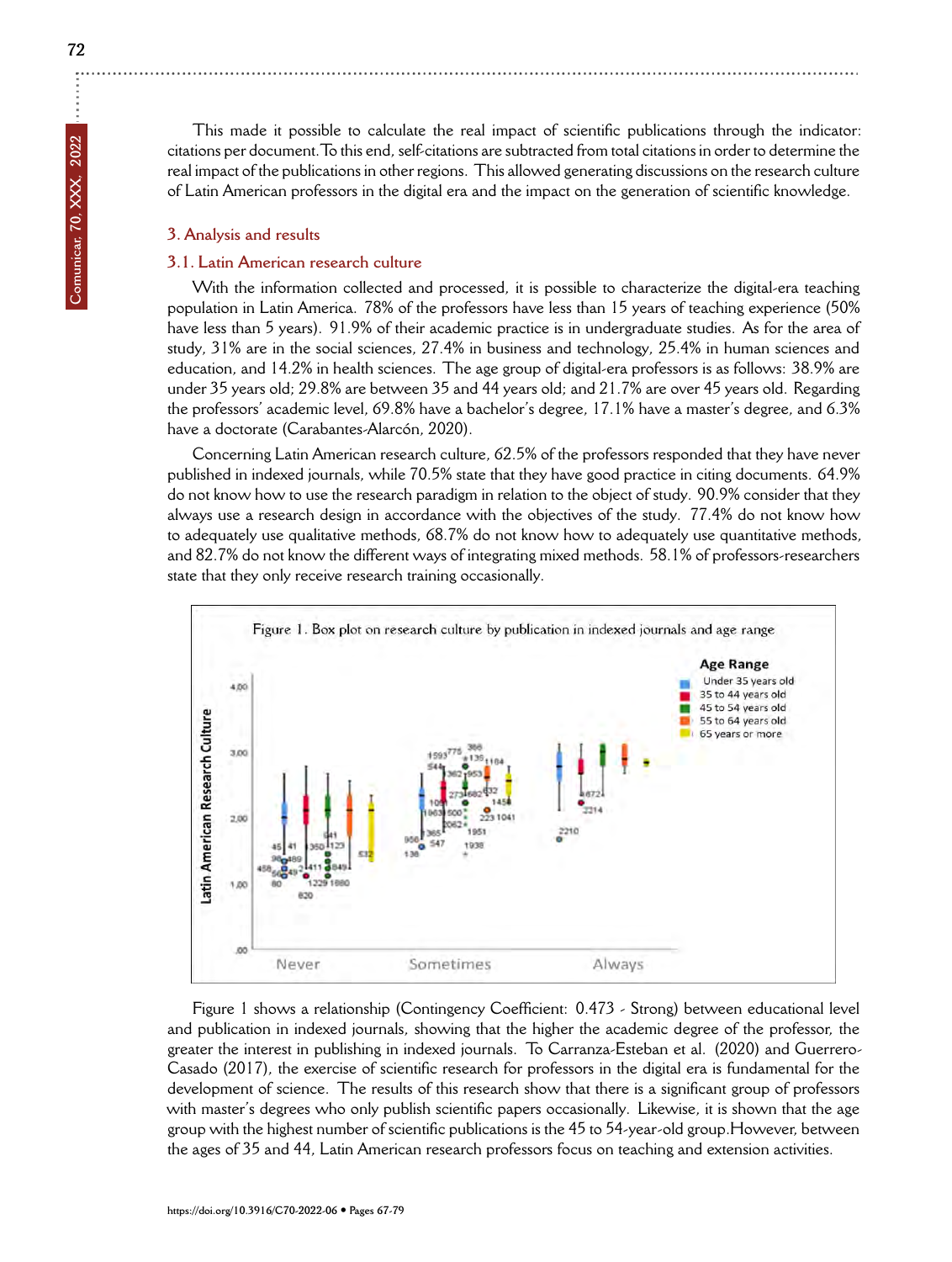This made it possible to calculate the real impact of scientific publications through the indicator: citations per document. To this end, self-citations are subtracted from total citations in order to determine the real impact of the publications in other regions. This allowed generating discussions on the research culture of Latin American professors in the digital era and the impact on the generation of scientific knowledge.

## 3. Analysis and results

### 3.1. Latin American research culture

With the information collected and processed, it is possible to characterize the digital-era teaching population in Latin America. 78% of the professors have less than 15 years of teaching experience (50% have less than 5 years). 91.9% of their academic practice is in undergraduate studies. As for the area of study, 31% are in the social sciences, 27.4% in business and technology, 25.4% in human sciences and education, and 14.2% in health sciences. The age group of digital-era professors is as follows: 38.9% are under 35 years old; 29.8% are between 35 and 44 years old; and 21.7% are over 45 years old. Regarding the professors' academic level, 69.8% have a bachelor's degree, 17.1% have a master's degree, and 6.3% have a doctorate (Carabantes-Alarcón, 2020).

Concerning Latin American research culture, 62.5% of the professors responded that they have never published in indexed journals, while 70.5% state that they have good practice in citing documents. 64.9% do not know how to use the research paradigm in relation to the object of study. 90.9% consider that they always use a research design in accordance with the objectives of the study. 77.4% do not know how to adequately use qualitative methods, 68.7% do not know how to adequately use quantitative methods, and 82.7% do not know the different ways of integrating mixed methods. 58.1% of professors-researchers state that they only receive research training occasionally.

Figure 1. Box plot on research culture by publication in indexed journals and age range

Figure 1 shows a relationship (Contingency Coefficient: 0.473 - Strong) between educational level and publication in indexed journals, showing that the higher the academic degree of the professor, the greater the interest in publishing in indexed journals. To Carranza-Esteban et al. (2020) and Guerrero-Casado (2017), the exercise of scientific research for professors in the digital era is fundamental for the development of science. The results of this research show that there is a significant group of professors with master's degrees who only publish scientific papers occasionally. Likewise, it is shown that the age group with the highest number of scientific publications is the 45 to 54-year-old group. However, between the ages of 35 and 44, Latin American research professors focus on teaching and extension activities.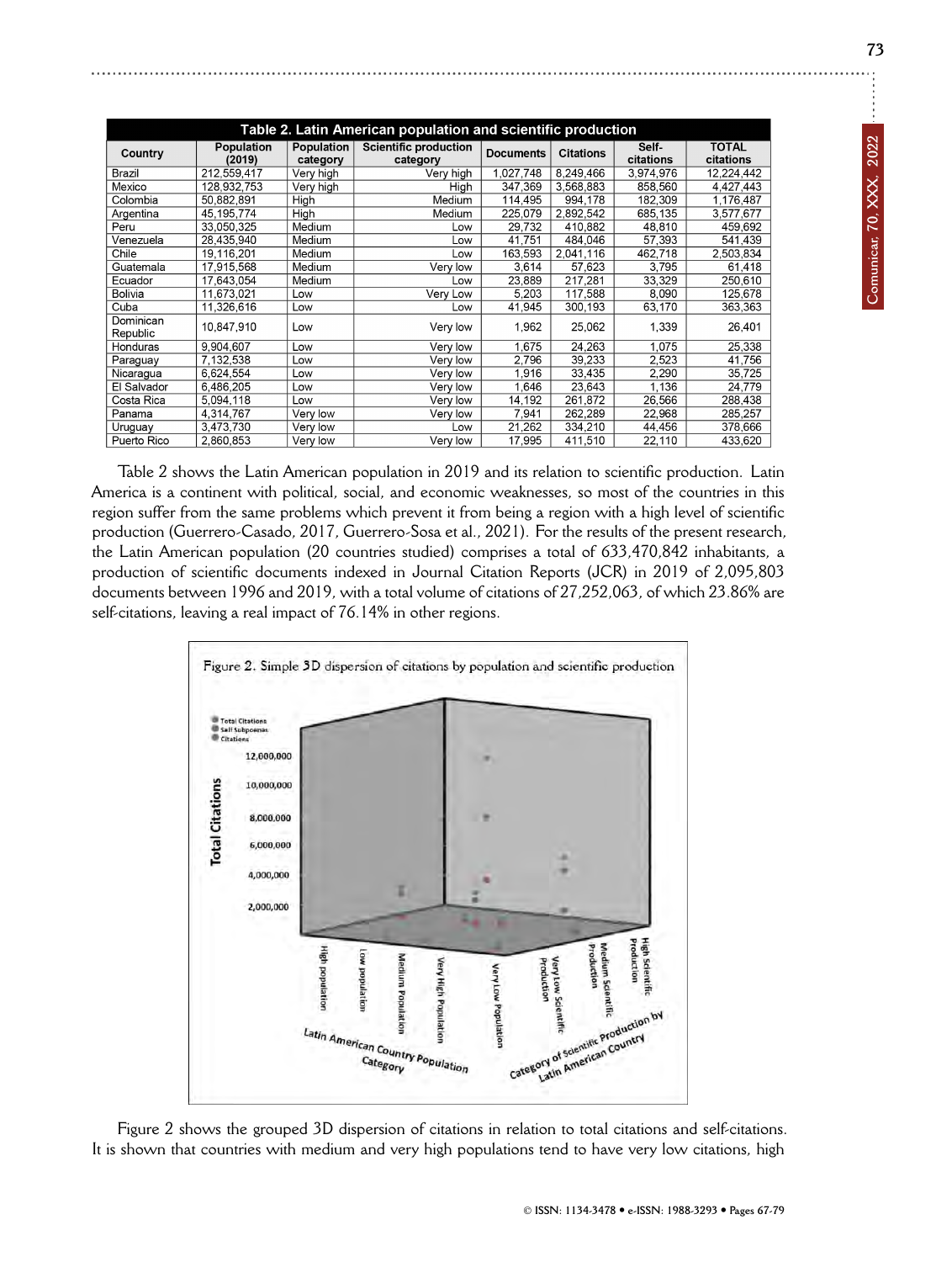| Country | Population (2019) | Population category | Scientific production category | Documents | Citations | Self-citations | TOTAL citations |
|---|---|---|---|---|---|---|---|
| Brazil | 212,559,417 | Very high | Very high | 1,027,748 | 8,249,466 | 3,974,976 | 12,224,442 |
| Mexico | 128,932,753 | Very high | High | 347,369 | 3,568,883 | 858,560 | 4,427,443 |
| Colombia | 50,882,891 | High | Medium | 114,495 | 994,178 | 182,309 | 1,176,487 |
| Argentina | 45,195,774 | High | Medium | 225,079 | 2,892,542 | 685,135 | 3,577,677 |
| Peru | 33,050,325 | Medium | Low | 29,732 | 410,882 | 48,810 | 459,692 |
| Venezuela | 28,435,940 | Medium | Low | 41,751 | 484,046 | 57,393 | 541,439 |
| Chile | 19,116,201 | Medium | Low | 163,593 | 2,041,116 | 462,718 | 2,503,834 |
| Guatemala | 17,915,568 | Medium | Very low | 3,614 | 57,623 | 3,795 | 61,418 |
| Ecuador | 17,643,054 | Medium | Low | 23,889 | 217,281 | 33,329 | 250,610 |
| Bolivia | 11,673,021 | Low | Very Low | 5,203 | 117,588 | 8,090 | 125,678 |
| Cuba | 11,326,616 | Low | Low | 41,945 | 300,193 | 63,170 | 363,363 |
| Dominican Republic | 10,847,910 | Low | Very low | 1,962 | 25,062 | 1,339 | 26,401 |
| Honduras | 9,904,607 | Low | Very low | 1,675 | 24,263 | 1,075 | 25,338 |
| Paraguay | 7,132,538 | Low | Very low | 2,796 | 39,233 | 2,523 | 41,756 |
| Nicaragua | 6,624,554 | Low | Very low | 1,916 | 33,435 | 2,290 | 35,725 |
| El Salvador | 6,486,205 | Low | Very low | 1,646 | 23,643 | 1,136 | 24,779 |
| Costa Rica | 5,094,118 | Low | Very low | 14,192 | 261,872 | 26,566 | 288,438 |
| Panama | 4,314,767 | Very low | Very low | 7,941 | 262,289 | 22,968 | 285,257 |
| Uruguay | 3,473,730 | Very low | Low | 21,262 | 334,210 | 44,456 | 378,666 |
| Puerto Rico | 2,860,853 | Very low | Very low | 17,995 | 411,510 | 22,110 | 433,620 |

Table 2. Latin American population and scientific production

Table 2 shows the Latin American population in 2019 and its relation to scientific production. Latin America is a continent with political, social, and economic weaknesses, so most of the countries in this region suffer from the same problems which prevent it from being a region with a high level of scientific production (Guerrero-Casado, 2017, Guerrero-Sosa et al., 2021). For the results of the present research, the Latin American population (20 countries studied) comprises a total of 633,470,842 inhabitants, a production of scientific documents indexed in Journal Citation Reports (JCR) in 2019 of 2,095,803 documents between 1996 and 2019, with a total volume of citations of 27,252,063, of which 23.86% are self-citations, leaving a real impact of 76.14% in other regions.

Figure 2. Simple 3D dispersion of citations by population and scientific production

Figure 2 shows the grouped 3D dispersion of citations in relation to total citations and self-citations. It is shown that countries with medium and very high populations tend to have very low citations, high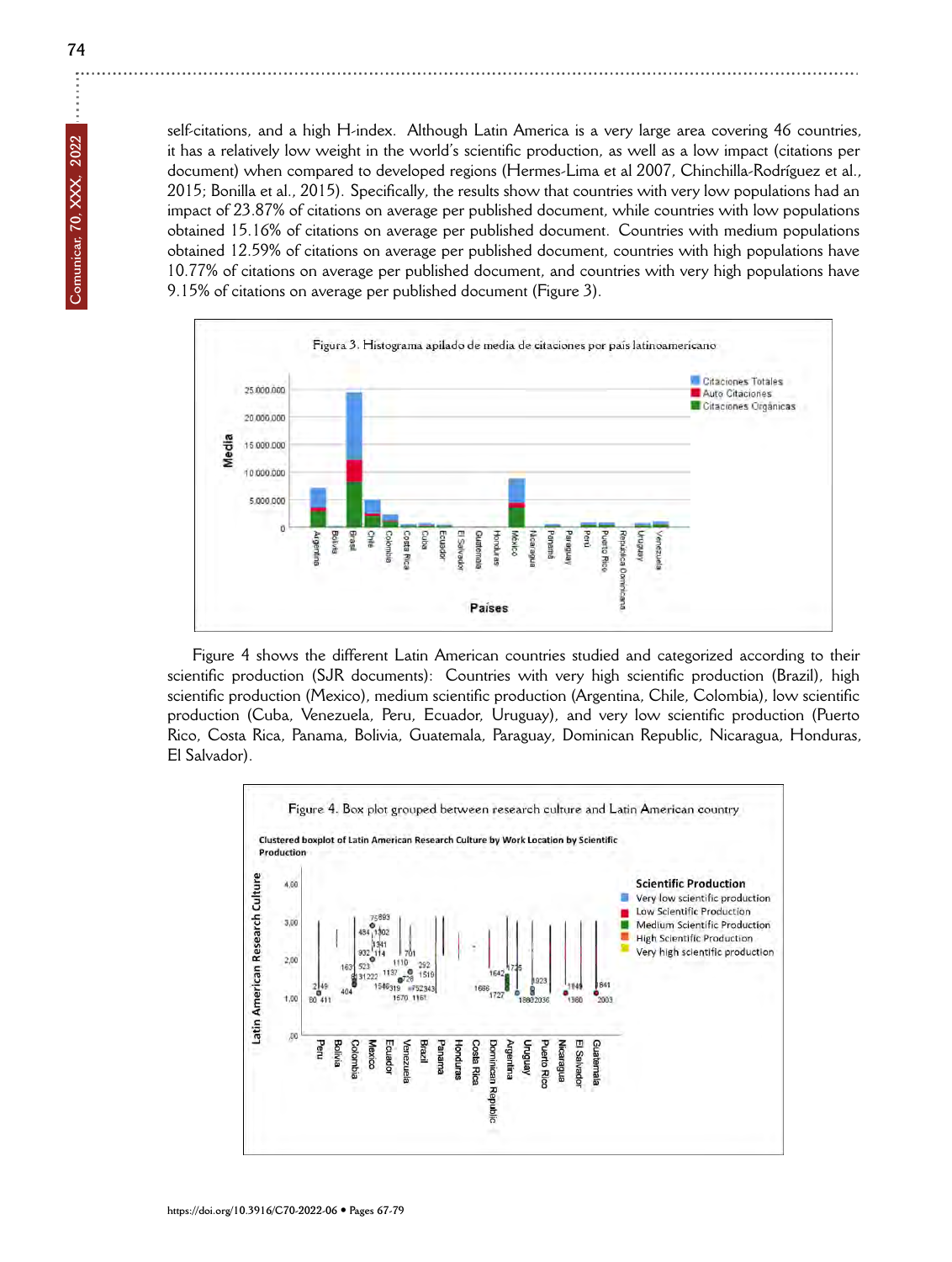self-citations, and a high H-index. Although Latin America is a very large area covering 46 countries, it has a relatively low weight in the world's scientific production, as well as a low impact (citations per document) when compared to developed regions (Hermes-Lima et al 2007, Chinchilla-Rodríguez et al., 2015; Bonilla et al., 2015). Specifically, the results show that countries with very low populations had an impact of 23.87% of citations on average per published document, while countries with low populations obtained 15.16% of citations on average per published document. Countries with medium populations obtained 12.59% of citations on average per published document, countries with high populations have 10.77% of citations on average per published document, and countries with very high populations have 9.15% of citations on average per published document (Figure 3).

Figura 3. Histograma apilado de media de citaciones por país latinoamericano

Figure 4 shows the different Latin American countries studied and categorized according to their scientific production (SJR documents): Countries with very high scientific production (Brazil), high scientific production (Mexico), medium scientific production (Argentina, Chile, Colombia), low scientific production (Cuba, Venezuela, Peru, Ecuador, Uruguay), and very low scientific production (Puerto Rico, Costa Rica, Panama, Bolivia, Guatemala, Paraguay, Dominican Republic, Nicaragua, Honduras, El Salvador).

Figure 4. Box plot grouped between research culture and Latin American country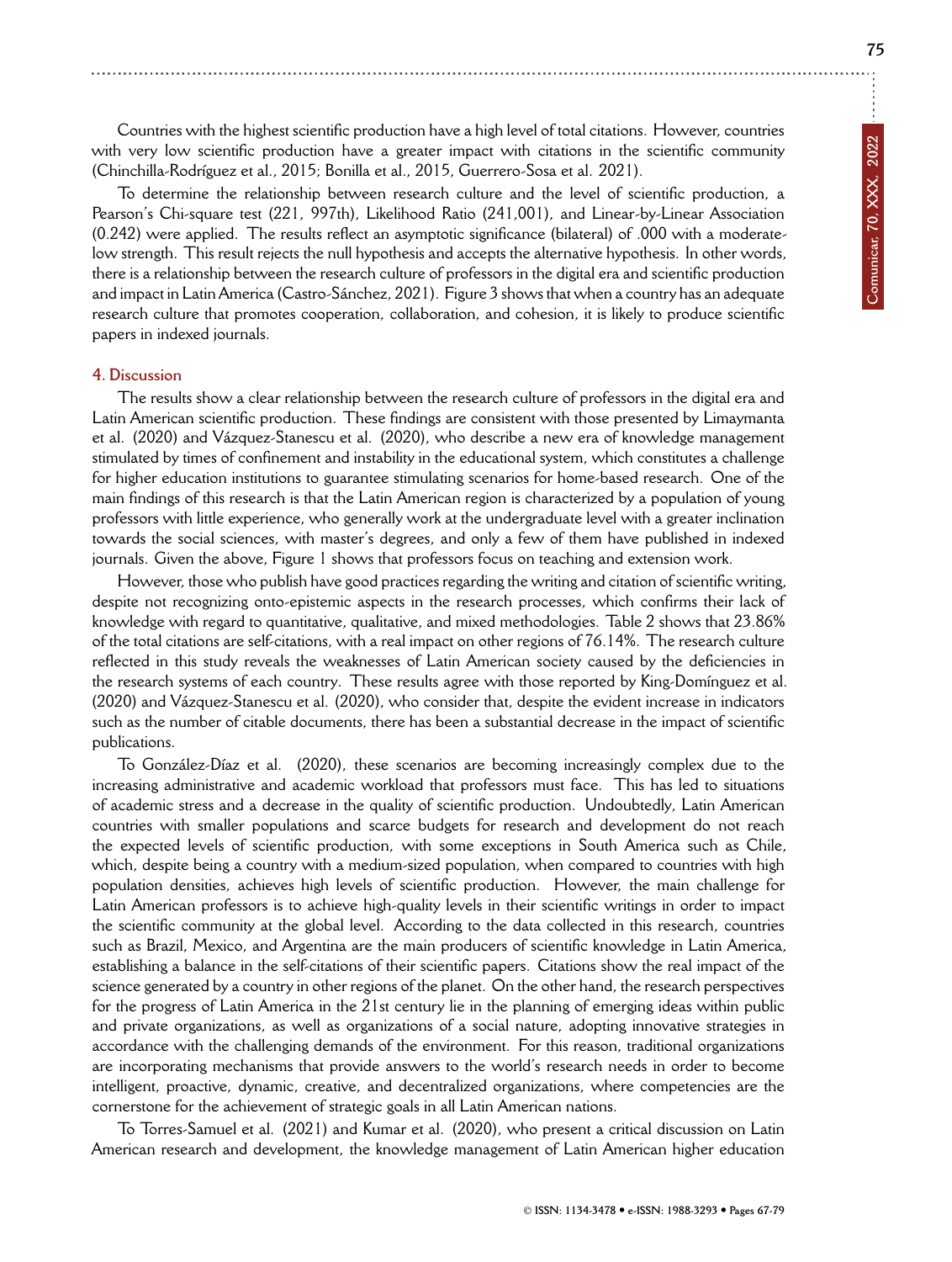Countries with the highest scientific production have a high level of total citations. However, countries with very low scientific production have a greater impact with citations in the scientific community (Chinchilla-Rodríguez et al., 2015; Bonilla et al., 2015, Guerrero-Sosa et al. 2021).

To determine the relationship between research culture and the level of scientific production, a Pearson's Chi-square test (221, 997th), Likelihood Ratio (241,001), and Linear-by-Linear Association (0.242) were applied. The results reflect an asymptotic significance (bilateral) of .000 with a moderate-low strength. This result rejects the null hypothesis and accepts the alternative hypothesis. In other words, there is a relationship between the research culture of professors in the digital era and scientific production and impact in Latin America (Castro-Sánchez, 2021). Figure 3 shows that when a country has an adequate research culture that promotes cooperation, collaboration, and cohesion, it is likely to produce scientific papers in indexed journals.

## 4. Discussion

The results show a clear relationship between the research culture of professors in the digital era and Latin American scientific production. These findings are consistent with those presented by Limaymanta et al. (2020) and Vázquez-Stanescu et al. (2020), who describe a new era of knowledge management stimulated by times of confinement and instability in the educational system, which constitutes a challenge for higher education institutions to guarantee stimulating scenarios for home-based research. One of the main findings of this research is that the Latin American region is characterized by a population of young professors with little experience, who generally work at the undergraduate level with a greater inclination towards the social sciences, with master's degrees, and only a few of them have published in indexed journals. Given the above, Figure 1 shows that professors focus on teaching and extension work.

However, those who publish have good practices regarding the writing and citation of scientific writing, despite not recognizing onto-epistemic aspects in the research processes, which confirms their lack of knowledge with regard to quantitative, qualitative, and mixed methodologies. Table 2 shows that 23.86% of the total citations are self-citations, with a real impact on other regions of 76.14%. The research culture reflected in this study reveals the weaknesses of Latin American society caused by the deficiencies in the research systems of each country. These results agree with those reported by King-Domínguez et al. (2020) and Vázquez-Stanescu et al. (2020), who consider that, despite the evident increase in indicators such as the number of citable documents, there has been a substantial decrease in the impact of scientific publications.

To González-Díaz et al. (2020), these scenarios are becoming increasingly complex due to the increasing administrative and academic workload that professors must face. This has led to situations of academic stress and a decrease in the quality of scientific production. Undoubtedly, Latin American countries with smaller populations and scarce budgets for research and development do not reach the expected levels of scientific production, with some exceptions in South America such as Chile, which, despite being a country with a medium-sized population, when compared to countries with high population densities, achieves high levels of scientific production. However, the main challenge for Latin American professors is to achieve high-quality levels in their scientific writings in order to impact the scientific community at the global level. According to the data collected in this research, countries such as Brazil, Mexico, and Argentina are the main producers of scientific knowledge in Latin America, establishing a balance in the self-citations of their scientific papers. Citations show the real impact of the science generated by a country in other regions of the planet. On the other hand, the research perspectives for the progress of Latin America in the 21st century lie in the planning of emerging ideas within public and private organizations, as well as organizations of a social nature, adopting innovative strategies in accordance with the challenging demands of the environment. For this reason, traditional organizations are incorporating mechanisms that provide answers to the world's research needs in order to become intelligent, proactive, dynamic, creative, and decentralized organizations, where competencies are the cornerstone for the achievement of strategic goals in all Latin American nations.

To Torres-Samuel et al. (2021) and Kumar et al. (2020), who present a critical discussion on Latin American research and development, the knowledge management of Latin American higher education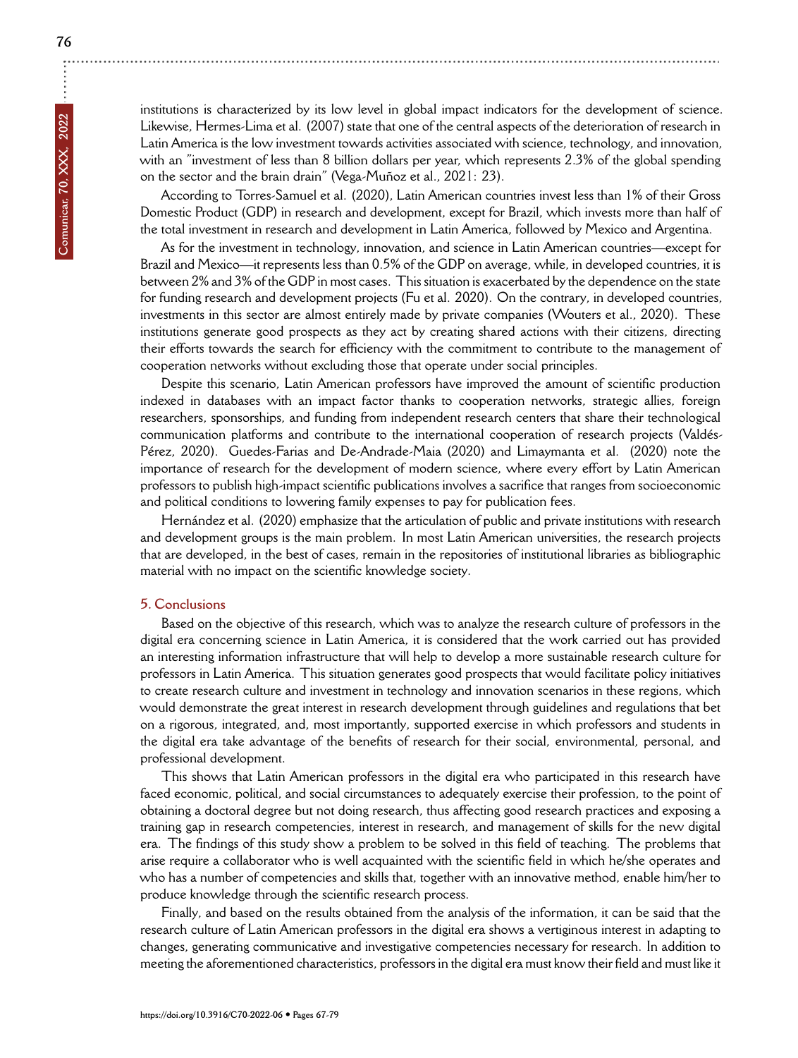institutions is characterized by its low level in global impact indicators for the development of science. Likewise, Hermes-Lima et al. (2007) state that one of the central aspects of the deterioration of research in Latin America is the low investment towards activities associated with science, technology, and innovation, with an "investment of less than 8 billion dollars per year, which represents 2.3% of the global spending on the sector and the brain drain" (Vega-Muñoz et al., 2021: 23).

According to Torres-Samuel et al. (2020), Latin American countries invest less than 1% of their Gross Domestic Product (GDP) in research and development, except for Brazil, which invests more than half of the total investment in research and development in Latin America, followed by Mexico and Argentina.

As for the investment in technology, innovation, and science in Latin American countries—except for Brazil and Mexico—it represents less than 0.5% of the GDP on average, while, in developed countries, it is between 2% and 3% of the GDP in most cases. This situation is exacerbated by the dependence on the state for funding research and development projects (Fu et al. 2020). On the contrary, in developed countries, investments in this sector are almost entirely made by private companies (Wouters et al., 2020). These institutions generate good prospects as they act by creating shared actions with their citizens, directing their efforts towards the search for efficiency with the commitment to contribute to the management of cooperation networks without excluding those that operate under social principles.

Despite this scenario, Latin American professors have improved the amount of scientific production indexed in databases with an impact factor thanks to cooperation networks, strategic allies, foreign researchers, sponsorships, and funding from independent research centers that share their technological communication platforms and contribute to the international cooperation of research projects (Valdés-Pérez, 2020). Guedes-Farias and De-Andrade-Maia (2020) and Limaymanta et al. (2020) note the importance of research for the development of modern science, where every effort by Latin American professors to publish high-impact scientific publications involves a sacrifice that ranges from socioeconomic and political conditions to lowering family expenses to pay for publication fees.

Hernández et al. (2020) emphasize that the articulation of public and private institutions with research and development groups is the main problem. In most Latin American universities, the research projects that are developed, in the best of cases, remain in the repositories of institutional libraries as bibliographic material with no impact on the scientific knowledge society.

## 5. Conclusions

Based on the objective of this research, which was to analyze the research culture of professors in the digital era concerning science in Latin America, it is considered that the work carried out has provided an interesting information infrastructure that will help to develop a more sustainable research culture for professors in Latin America. This situation generates good prospects that would facilitate policy initiatives to create research culture and investment in technology and innovation scenarios in these regions, which would demonstrate the great interest in research development through guidelines and regulations that bet on a rigorous, integrated, and, most importantly, supported exercise in which professors and students in the digital era take advantage of the benefits of research for their social, environmental, personal, and professional development.

This shows that Latin American professors in the digital era who participated in this research have faced economic, political, and social circumstances to adequately exercise their profession, to the point of obtaining a doctoral degree but not doing research, thus affecting good research practices and exposing a training gap in research competencies, interest in research, and management of skills for the new digital era. The findings of this study show a problem to be solved in this field of teaching. The problems that arise require a collaborator who is well acquainted with the scientific field in which he/she operates and who has a number of competencies and skills that, together with an innovative method, enable him/her to produce knowledge through the scientific research process.

Finally, and based on the results obtained from the analysis of the information, it can be said that the research culture of Latin American professors in the digital era shows a vertiginous interest in adapting to changes, generating communicative and investigative competencies necessary for research. In addition to meeting the aforementioned characteristics, professors in the digital era must know their field and must like it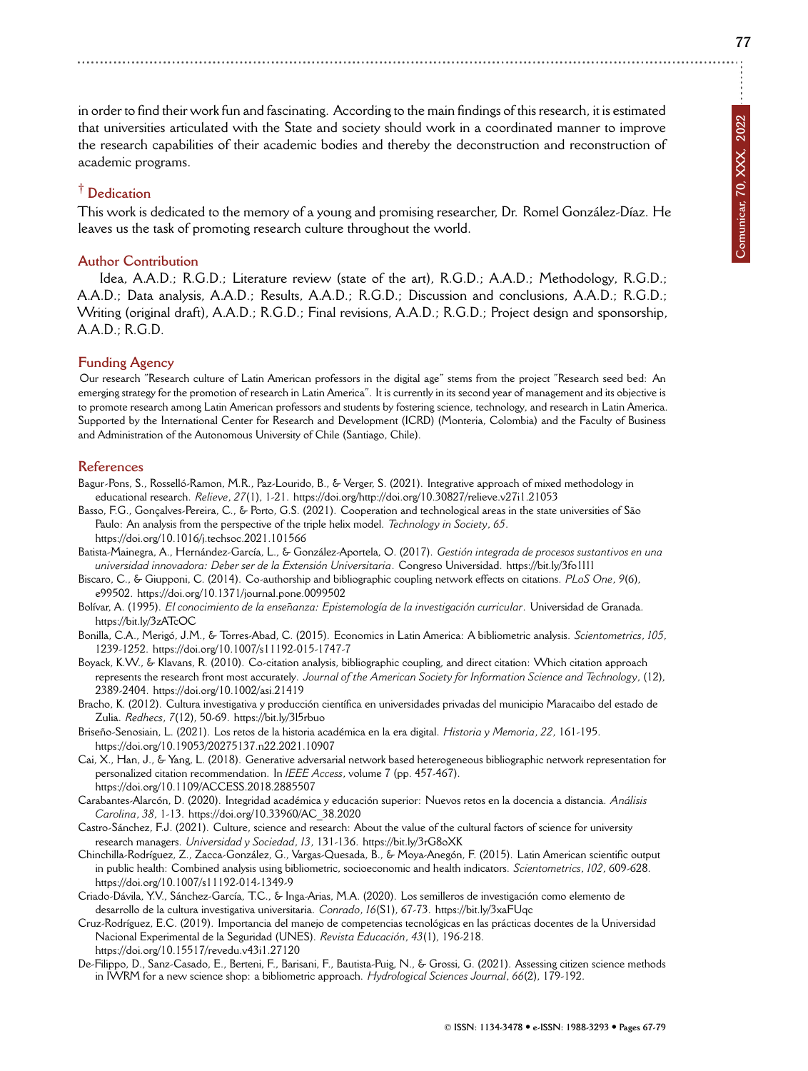in order to find their work fun and fascinating. According to the main findings of this research, it is estimated that universities articulated with the State and society should work in a coordinated manner to improve the research capabilities of their academic bodies and thereby the deconstruction and reconstruction of academic programs.

## † Dedication

This work is dedicated to the memory of a young and promising researcher, Dr. Romel González-Díaz. He leaves us the task of promoting research culture throughout the world.

## Author Contribution

Idea, A.A.D.; R.G.D.; Literature review (state of the art), R.G.D.; A.A.D.; Methodology, R.G.D.; A.A.D.; Data analysis, A.A.D.; Results, A.A.D.; R.G.D.; Discussion and conclusions, A.A.D.; R.G.D.; Writing (original draft), A.A.D.; R.G.D.; Final revisions, A.A.D.; R.G.D.; Project design and sponsorship, A.A.D.; R.G.D.

## Funding Agency

Our research "Research culture of Latin American professors in the digital age" stems from the project "Research seed bed: An emerging strategy for the promotion of research in Latin America". It is currently in its second year of management and its objective is to promote research among Latin American professors and students by fostering science, technology, and research in Latin America. Supported by the International Center for Research and Development (ICRD) (Monteria, Colombia) and the Faculty of Business and Administration of the Autonomous University of Chile (Santiago, Chile).

## References

Bagur-Pons, S., Rosselló-Ramon, M.R., Paz-Lourido, B., & Verger, S. (2021). Integrative approach of mixed methodology in educational research. *Relieve*, *27*(1), 1-21. https://doi.org/http://doi.org/10.30827/relieve.v27i1.21053

Basso, F.G., Gonçalves-Pereira, C., & Porto, G.S. (2021). Cooperation and technological areas in the state universities of São Paulo: An analysis from the perspective of the triple helix model. *Technology in Society*, *65*. https://doi.org/10.1016/j.techsoc.2021.101566

Batista-Mainegra, A., Hernández-García, L., & González-Aportela, O. (2017). *Gestión integrada de procesos sustantivos en una universidad innovadora: Deber ser de la Extensión Universitaria*. Congreso Universidad. https://bit.ly/3fo1I1I

Biscaro, C., & Giupponi, C. (2014). Co-authorship and bibliographic coupling network effects on citations. *PLoS One*, *9*(6), e99502. https://doi.org/10.1371/journal.pone.0099502

Bolívar, A. (1995). *El conocimiento de la enseñanza: Epistemología de la investigación curricular*. Universidad de Granada. https://bit.ly/3zATcOC

Bonilla, C.A., Merigó, J.M., & Torres-Abad, C. (2015). Economics in Latin America: A bibliometric analysis. *Scientometrics*, *105*, 1239-1252. https://doi.org/10.1007/s11192-015-1747-7

Boyack, K.W., & Klavans, R. (2010). Co-citation analysis, bibliographic coupling, and direct citation: Which citation approach represents the research front most accurately. *Journal of the American Society for Information Science and Technology*, (12), 2389-2404. https://doi.org/10.1002/asi.21419

Bracho, K. (2012). Cultura investigativa y producción científica en universidades privadas del municipio Maracaibo del estado de Zulia. *Redhecs*, *7*(12), 50-69. https://bit.ly/3I5rbuo

Briseño-Senosiain, L. (2021). Los retos de la historia académica en la era digital. *Historia y Memoria*, *22*, 161-195. https://doi.org/10.19053/20275137.n22.2021.10907

Cai, X., Han, J., & Yang, L. (2018). Generative adversarial network based heterogeneous bibliographic network representation for personalized citation recommendation. In *IEEE Access*, volume 7 (pp. 457-467). https://doi.org/10.1109/ACCESS.2018.2885507

Carabantes-Alarcón, D. (2020). Integridad académica y educación superior: Nuevos retos en la docencia a distancia. *Análisis Carolina*, *38*, 1-13. https://doi.org/10.33960/AC_38.2020

Castro-Sánchez, F.J. (2021). Culture, science and research: About the value of the cultural factors of science for university research managers. *Universidad y Sociedad*, *13*, 131-136. https://bit.ly/3rG8oXK

Chinchilla-Rodríguez, Z., Zacca-González, G., Vargas-Quesada, B., & Moya-Anegón, F. (2015). Latin American scientific output in public health: Combined analysis using bibliometric, socioeconomic and health indicators. *Scientometrics*, *102*, 609-628. https://doi.org/10.1007/s11192-014-1349-9

Criado-Dávila, Y.V., Sánchez-García, T.C., & Inga-Arias, M.A. (2020). Los semilleros de investigación como elemento de desarrollo de la cultura investigativa universitaria. *Conrado*, *16*(S1), 67-73. https://bit.ly/3xaFUqc

Cruz-Rodríguez, E.C. (2019). Importancia del manejo de competencias tecnológicas en las prácticas docentes de la Universidad Nacional Experimental de la Seguridad (UNES). *Revista Educación*, *43*(1), 196-218. https://doi.org/10.15517/revedu.v43i1.27120

De-Filippo, D., Sanz-Casado, E., Berteni, F., Barisani, F., Bautista-Puig, N., & Grossi, G. (2021). Assessing citizen science methods in IWRM for a new science shop: a bibliometric approach. *Hydrological Sciences Journal*, *66*(2), 179-192.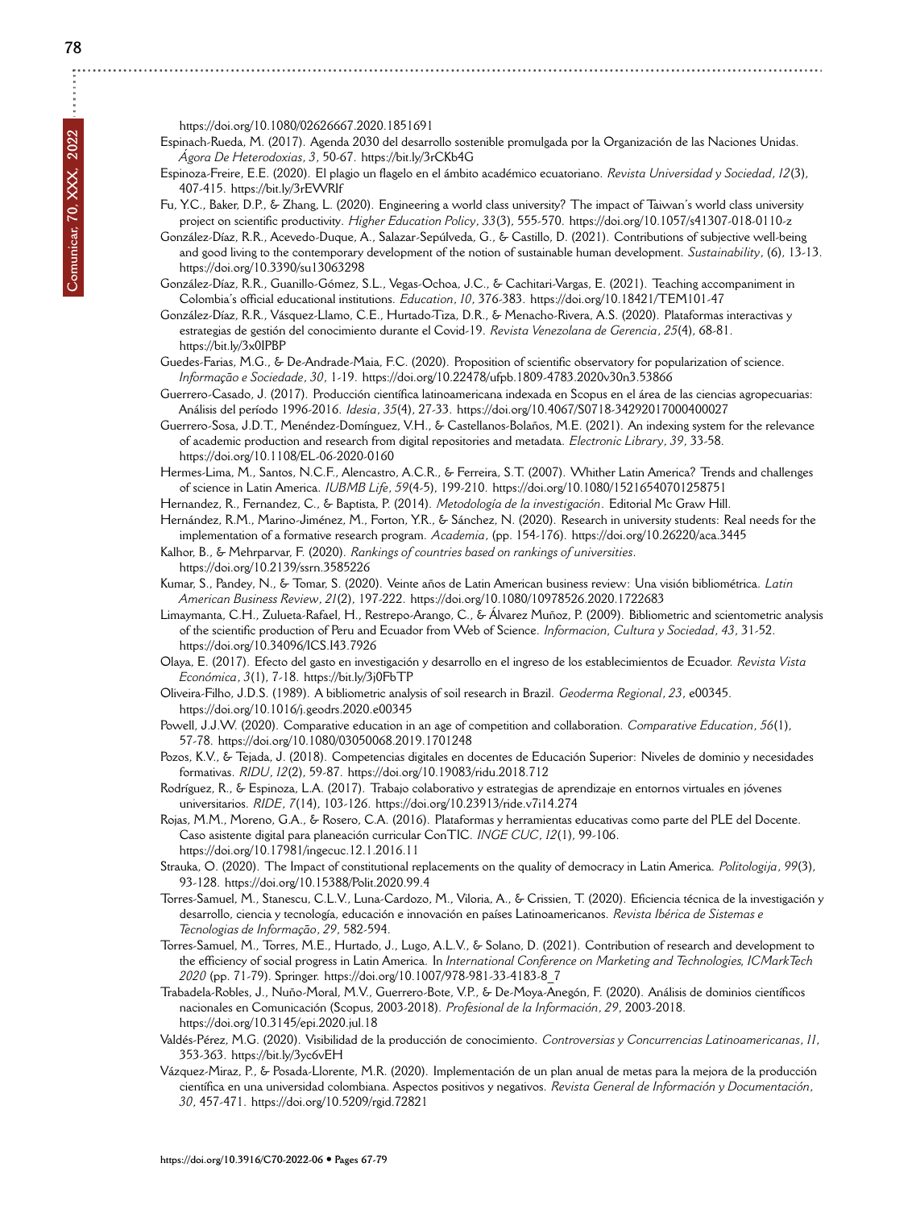https://doi.org/10.1080/02626667.2020.1851691

Espinach-Rueda, M. (2017). Agenda 2030 del desarrollo sostenible promulgada por la Organización de las Naciones Unidas. *Ágora De Heterodoxias*, *3*, 50-67. https://bit.ly/3rCKb4G

Espinoza-Freire, E.E. (2020). El plagio un flagelo en el ámbito académico ecuatoriano. *Revista Universidad y Sociedad*, *12*(3), 407-415. https://bit.ly/3rEWRIf

Fu, Y.C., Baker, D.P., & Zhang, L. (2020). Engineering a world class university? The impact of Taiwan's world class university project on scientific productivity. *Higher Education Policy*, *33*(3), 555-570. https://doi.org/10.1057/s41307-018-0110-z

González-Díaz, R.R., Acevedo-Duque, A., Salazar-Sepúlveda, G., & Castillo, D. (2021). Contributions of subjective well-being and good living to the contemporary development of the notion of sustainable human development. *Sustainability*, (6), 13-13. https://doi.org/10.3390/su13063298

González-Díaz, R.R., Guanillo-Gómez, S.L., Vegas-Ochoa, J.C., & Cachitari-Vargas, E. (2021). Teaching accompaniment in Colombia's official educational institutions. *Education*, *10*, 376-383. https://doi.org/10.18421/TEM101-47

González-Díaz, R.R., Vásquez-Llamo, C.E., Hurtado-Tiza, D.R., & Menacho-Rivera, A.S. (2020). Plataformas interactivas y estrategias de gestión del conocimiento durante el Covid-19. *Revista Venezolana de Gerencia*, *25*(4), 68-81. https://bit.ly/3x0IPBP

Guedes-Farias, M.G., & De-Andrade-Maia, F.C. (2020). Proposition of scientific observatory for popularization of science. *Informação e Sociedade*, *30*, 1-19. https://doi.org/10.22478/ufpb.1809-4783.2020v30n3.53866

Guerrero-Casado, J. (2017). Producción científica latinoamericana indexada en Scopus en el área de las ciencias agropecuarias: Análisis del período 1996-2016. *Idesia*, *35*(4), 27-33. https://doi.org/10.4067/S0718-34292017000400027

Guerrero-Sosa, J.D.T., Menéndez-Domínguez, V.H., & Castellanos-Bolaños, M.E. (2021). An indexing system for the relevance of academic production and research from digital repositories and metadata. *Electronic Library*, *39*, 33-58. https://doi.org/10.1108/EL-06-2020-0160

Hermes-Lima, M., Santos, N.C.F., Alencastro, A.C.R., & Ferreira, S.T. (2007). Whither Latin America? Trends and challenges of science in Latin America. *IUBMB Life*, *59*(4-5), 199-210. https://doi.org/10.1080/15216540701258751

Hernandez, R., Fernandez, C., & Baptista, P. (2014). *Metodología de la investigación*. Editorial Mc Graw Hill.

Hernández, R.M., Marino-Jiménez, M., Forton, Y.R., & Sánchez, N. (2020). Research in university students: Real needs for the implementation of a formative research program. *Academia*, (pp. 154-176). https://doi.org/10.26220/aca.3445

Kalhor, B., & Mehrparvar, F. (2020). *Rankings of countries based on rankings of universities*. https://doi.org/10.2139/ssrn.3585226

Kumar, S., Pandey, N., & Tomar, S. (2020). Veinte años de Latin American business review: Una visión bibliométrica. *Latin American Business Review*, *21*(2), 197-222. https://doi.org/10.1080/10978526.2020.1722683

Limaymanta, C.H., Zulueta-Rafael, H., Restrepo-Arango, C., & Álvarez Muñoz, P. (2009). Bibliometric and scientometric analysis of the scientific production of Peru and Ecuador from Web of Science. *Informacion, Cultura y Sociedad*, *43*, 31-52. https://doi.org/10.34096/ICS.I43.7926

Olaya, E. (2017). Efecto del gasto en investigación y desarrollo en el ingreso de los establecimientos de Ecuador. *Revista Vista Económica*, *3*(1), 7-18. https://bit.ly/3j0FbTP

Oliveira-Filho, J.D.S. (1989). A bibliometric analysis of soil research in Brazil. *Geoderma Regional*, *23*, e00345. https://doi.org/10.1016/j.geodrs.2020.e00345

Powell, J.J.W. (2020). Comparative education in an age of competition and collaboration. *Comparative Education*, *56*(1), 57-78. https://doi.org/10.1080/03050068.2019.1701248

Pozos, K.V., & Tejada, J. (2018). Competencias digitales en docentes de Educación Superior: Niveles de dominio y necesidades formativas. *RIDU*, *12*(2), 59-87. https://doi.org/10.19083/ridu.2018.712

Rodríguez, R., & Espinoza, L.A. (2017). Trabajo colaborativo y estrategias de aprendizaje en entornos virtuales en jóvenes universitarios. *RIDE*, *7*(14), 103-126. https://doi.org/10.23913/ride.v7i14.274

Rojas, M.M., Moreno, G.A., & Rosero, C.A. (2016). Plataformas y herramientas educativas como parte del PLE del Docente. Caso asistente digital para planeación curricular ConTIC. *INGE CUC*, *12*(1), 99-106. https://doi.org/10.17981/ingecuc.12.1.2016.11

Strauka, O. (2020). The Impact of constitutional replacements on the quality of democracy in Latin America. *Politologija*, *99*(3), 93-128. https://doi.org/10.15388/Polit.2020.99.4

Torres-Samuel, M., Stanescu, C.L.V., Luna-Cardozo, M., Viloria, A., & Crissien, T. (2020). Eficiencia técnica de la investigación y desarrollo, ciencia y tecnología, educación e innovación en países Latinoamericanos. *Revista Ibérica de Sistemas e Tecnologias de Informação*, *29*, 582-594.

Torres-Samuel, M., Torres, M.E., Hurtado, J., Lugo, A.L.V., & Solano, D. (2021). Contribution of research and development to the efficiency of social progress in Latin America. In *International Conference on Marketing and Technologies, ICMarkTech 2020* (pp. 71-79). Springer. https://doi.org/10.1007/978-981-33-4183-8_7

Trabadela-Robles, J., Nuño-Moral, M.V., Guerrero-Bote, V.P., & De-Moya-Anegón, F. (2020). Análisis de dominios científicos nacionales en Comunicación (Scopus, 2003-2018). *Profesional de la Información*, *29*, 2003-2018. https://doi.org/10.3145/epi.2020.jul.18

Valdés-Pérez, M.G. (2020). Visibilidad de la producción de conocimiento. *Controversias y Concurrencias Latinoamericanas*, *11*, 353-363. https://bit.ly/3yc6vEH

Vázquez-Miraz, P., & Posada-Llorente, M.R. (2020). Implementación de un plan anual de metas para la mejora de la producción científica en una universidad colombiana. Aspectos positivos y negativos. *Revista General de Información y Documentación*, *30*, 457-471. https://doi.org/10.5209/rgid.72821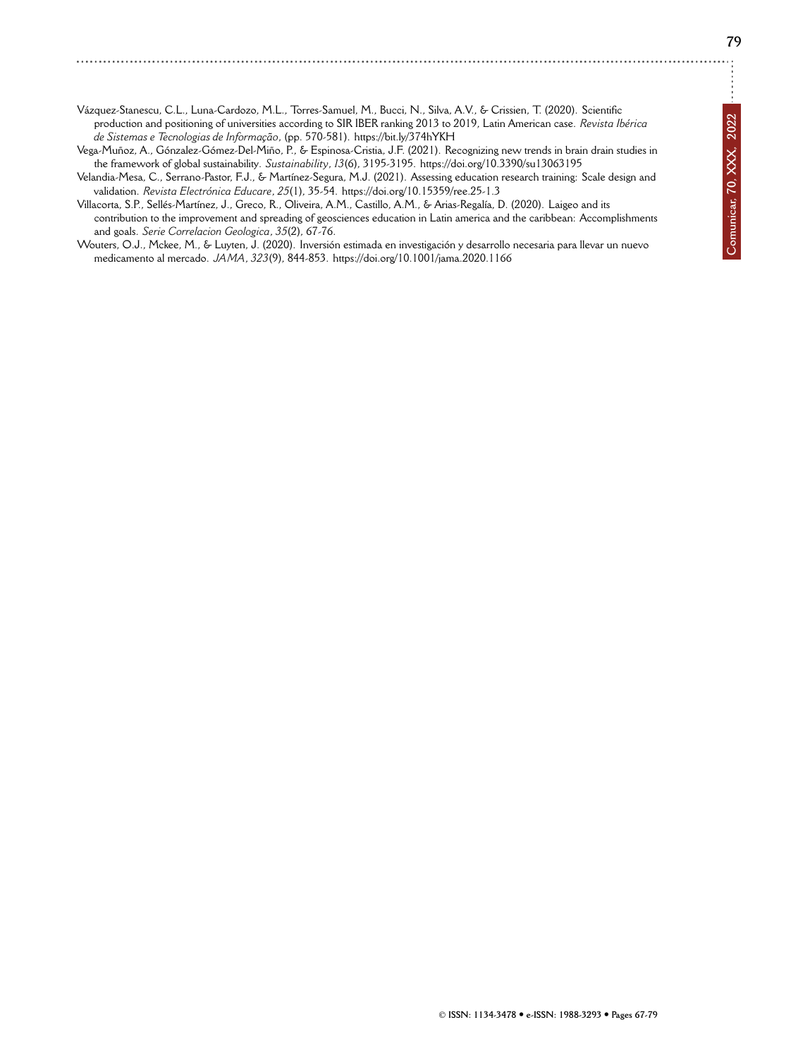Vázquez-Stanescu, C.L., Luna-Cardozo, M.L., Torres-Samuel, M., Bucci, N., Silva, A.V., & Crissien, T. (2020). Scientific production and positioning of universities according to SIR IBER ranking 2013 to 2019, Latin American case. *Revista Ibérica de Sistemas e Tecnologias de Informação*, (pp. 570-581). https://bit.ly/374hYKH

Vega-Muñoz, A., Gónzalez-Gómez-Del-Miño, P., & Espinosa-Cristia, J.F. (2021). Recognizing new trends in brain drain studies in the framework of global sustainability. *Sustainability*, *13*(6), 3195-3195. https://doi.org/10.3390/su13063195

Velandia-Mesa, C., Serrano-Pastor, F.J., & Martínez-Segura, M.J. (2021). Assessing education research training: Scale design and validation. *Revista Electrónica Educare*, *25*(1), 35-54. https://doi.org/10.15359/ree.25-1.3

Villacorta, S.P., Sellés-Martínez, J., Greco, R., Oliveira, A.M., Castillo, A.M., & Arias-Regalía, D. (2020). Laigeo and its contribution to the improvement and spreading of geosciences education in Latin america and the caribbean: Accomplishments and goals. *Serie Correlacion Geologica*, *35*(2), 67-76.

Wouters, O.J., Mckee, M., & Luyten, J. (2020). Inversión estimada en investigación y desarrollo necesaria para llevar un nuevo medicamento al mercado. *JAMA*, *323*(9), 844-853. https://doi.org/10.1001/jama.2020.1166